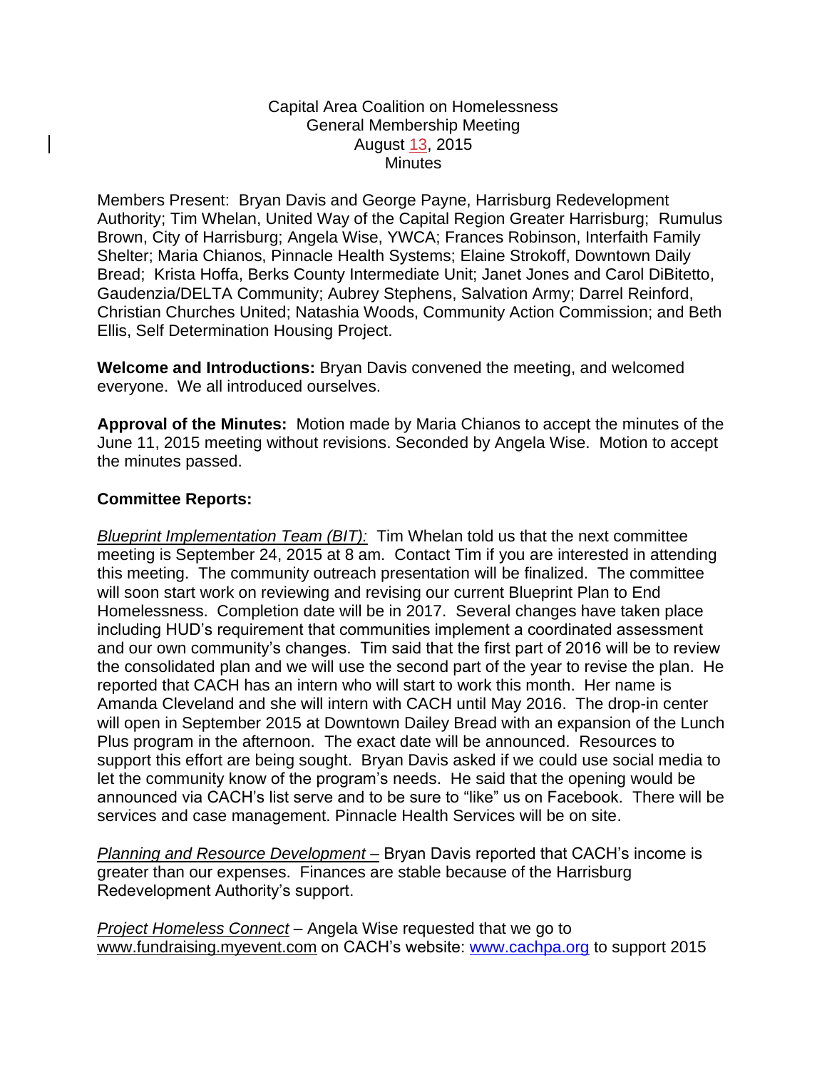Capital Area Coalition on Homelessness
General Membership Meeting
August 13, 2015
Minutes

Members Present: Bryan Davis and George Payne, Harrisburg Redevelopment Authority; Tim Whelan, United Way of the Capital Region Greater Harrisburg; Rumulus Brown, City of Harrisburg; Angela Wise, YWCA; Frances Robinson, Interfaith Family Shelter; Maria Chianos, Pinnacle Health Systems; Elaine Strokoff, Downtown Daily Bread; Krista Hoffa, Berks County Intermediate Unit; Janet Jones and Carol DiBitetto, Gaudenzia/DELTA Community; Aubrey Stephens, Salvation Army; Darrel Reinford, Christian Churches United; Natashia Woods, Community Action Commission; and Beth Ellis, Self Determination Housing Project.

**Welcome and Introductions:** Bryan Davis convened the meeting, and welcomed everyone. We all introduced ourselves.

**Approval of the Minutes:** Motion made by Maria Chianos to accept the minutes of the June 11, 2015 meeting without revisions. Seconded by Angela Wise. Motion to accept the minutes passed.

**Committee Reports:**

*Blueprint Implementation Team (BIT):* Tim Whelan told us that the next committee meeting is September 24, 2015 at 8 am. Contact Tim if you are interested in attending this meeting. The community outreach presentation will be finalized. The committee will soon start work on reviewing and revising our current Blueprint Plan to End Homelessness. Completion date will be in 2017. Several changes have taken place including HUD's requirement that communities implement a coordinated assessment and our own community's changes. Tim said that the first part of 2016 will be to review the consolidated plan and we will use the second part of the year to revise the plan. He reported that CACH has an intern who will start to work this month. Her name is Amanda Cleveland and she will intern with CACH until May 2016. The drop-in center will open in September 2015 at Downtown Dailey Bread with an expansion of the Lunch Plus program in the afternoon. The exact date will be announced. Resources to support this effort are being sought. Bryan Davis asked if we could use social media to let the community know of the program's needs. He said that the opening would be announced via CACH's list serve and to be sure to "like" us on Facebook. There will be services and case management. Pinnacle Health Services will be on site.

*Planning and Resource Development* – Bryan Davis reported that CACH's income is greater than our expenses. Finances are stable because of the Harrisburg Redevelopment Authority's support.

*Project Homeless Connect* – Angela Wise requested that we go to www.fundraising.myevent.com on CACH's website: www.cachpa.org to support 2015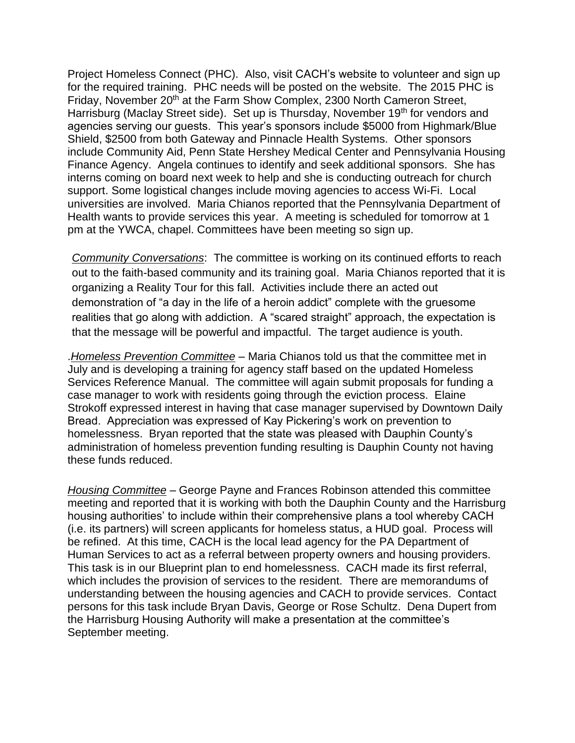Project Homeless Connect (PHC). Also, visit CACH's website to volunteer and sign up for the required training. PHC needs will be posted on the website. The 2015 PHC is Friday, November 20th at the Farm Show Complex, 2300 North Cameron Street, Harrisburg (Maclay Street side). Set up is Thursday, November 19th for vendors and agencies serving our guests. This year's sponsors include $5000 from Highmark/Blue Shield, $2500 from both Gateway and Pinnacle Health Systems. Other sponsors include Community Aid, Penn State Hershey Medical Center and Pennsylvania Housing Finance Agency. Angela continues to identify and seek additional sponsors. She has interns coming on board next week to help and she is conducting outreach for church support. Some logistical changes include moving agencies to access Wi-Fi. Local universities are involved. Maria Chianos reported that the Pennsylvania Department of Health wants to provide services this year. A meeting is scheduled for tomorrow at 1 pm at the YWCA, chapel. Committees have been meeting so sign up.

*Community Conversations*: The committee is working on its continued efforts to reach out to the faith-based community and its training goal. Maria Chianos reported that it is organizing a Reality Tour for this fall. Activities include there an acted out demonstration of "a day in the life of a heroin addict" complete with the gruesome realities that go along with addiction. A "scared straight" approach, the expectation is that the message will be powerful and impactful. The target audience is youth.

.*Homeless Prevention Committee* – Maria Chianos told us that the committee met in July and is developing a training for agency staff based on the updated Homeless Services Reference Manual. The committee will again submit proposals for funding a case manager to work with residents going through the eviction process. Elaine Strokoff expressed interest in having that case manager supervised by Downtown Daily Bread. Appreciation was expressed of Kay Pickering's work on prevention to homelessness. Bryan reported that the state was pleased with Dauphin County's administration of homeless prevention funding resulting is Dauphin County not having these funds reduced.

*Housing Committee* – George Payne and Frances Robinson attended this committee meeting and reported that it is working with both the Dauphin County and the Harrisburg housing authorities' to include within their comprehensive plans a tool whereby CACH (i.e. its partners) will screen applicants for homeless status, a HUD goal. Process will be refined. At this time, CACH is the local lead agency for the PA Department of Human Services to act as a referral between property owners and housing providers. This task is in our Blueprint plan to end homelessness. CACH made its first referral, which includes the provision of services to the resident. There are memorandums of understanding between the housing agencies and CACH to provide services. Contact persons for this task include Bryan Davis, George or Rose Schultz. Dena Dupert from the Harrisburg Housing Authority will make a presentation at the committee's September meeting.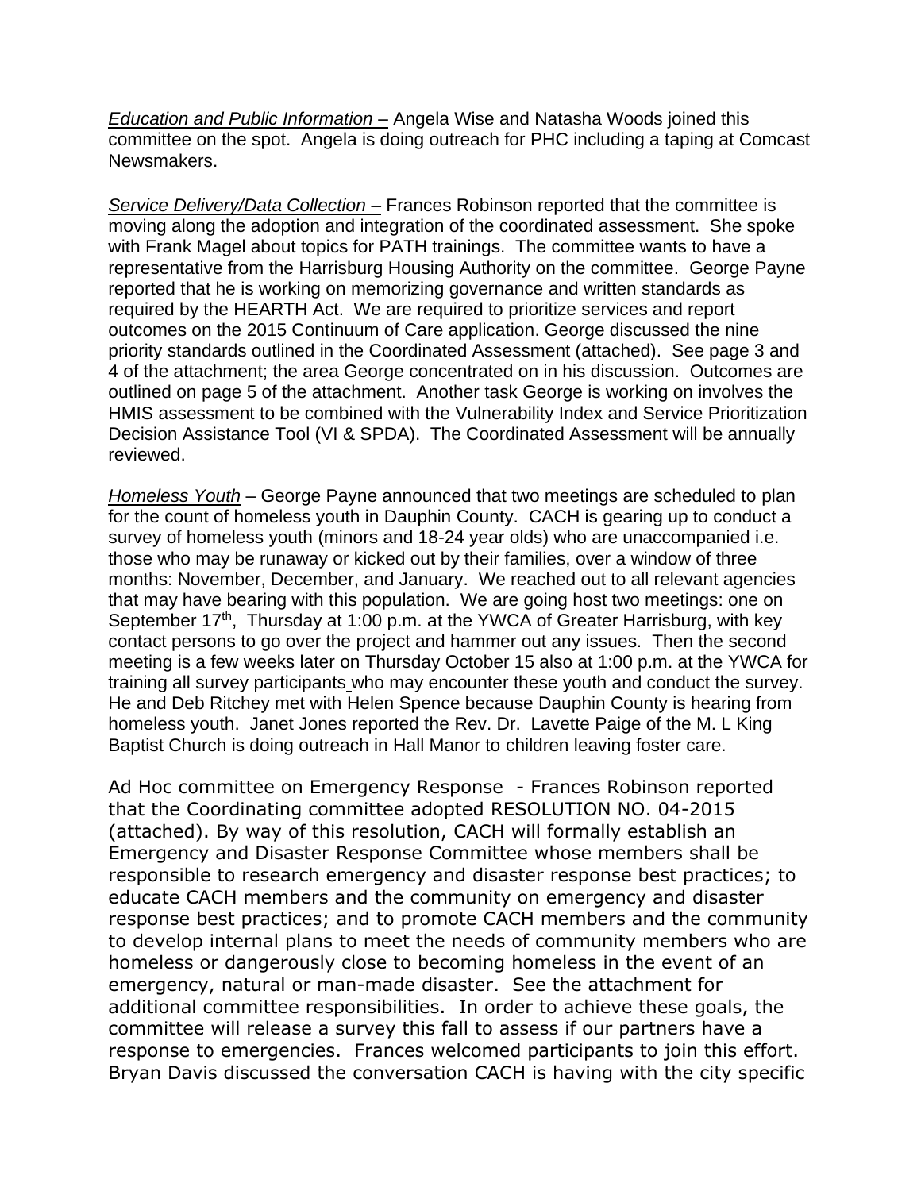*Education and Public Information* – Angela Wise and Natasha Woods joined this committee on the spot. Angela is doing outreach for PHC including a taping at Comcast Newsmakers.

*Service Delivery/Data Collection* – Frances Robinson reported that the committee is moving along the adoption and integration of the coordinated assessment. She spoke with Frank Magel about topics for PATH trainings. The committee wants to have a representative from the Harrisburg Housing Authority on the committee. George Payne reported that he is working on memorizing governance and written standards as required by the HEARTH Act. We are required to prioritize services and report outcomes on the 2015 Continuum of Care application. George discussed the nine priority standards outlined in the Coordinated Assessment (attached). See page 3 and 4 of the attachment; the area George concentrated on in his discussion. Outcomes are outlined on page 5 of the attachment. Another task George is working on involves the HMIS assessment to be combined with the Vulnerability Index and Service Prioritization Decision Assistance Tool (VI & SPDA). The Coordinated Assessment will be annually reviewed.

*Homeless Youth* – George Payne announced that two meetings are scheduled to plan for the count of homeless youth in Dauphin County. CACH is gearing up to conduct a survey of homeless youth (minors and 18-24 year olds) who are unaccompanied i.e. those who may be runaway or kicked out by their families, over a window of three months: November, December, and January. We reached out to all relevant agencies that may have bearing with this population. We are going host two meetings: one on September 17th, Thursday at 1:00 p.m. at the YWCA of Greater Harrisburg, with key contact persons to go over the project and hammer out any issues. Then the second meeting is a few weeks later on Thursday October 15 also at 1:00 p.m. at the YWCA for training all survey participants who may encounter these youth and conduct the survey. He and Deb Ritchey met with Helen Spence because Dauphin County is hearing from homeless youth. Janet Jones reported the Rev. Dr. Lavette Paige of the M. L King Baptist Church is doing outreach in Hall Manor to children leaving foster care.

Ad Hoc committee on Emergency Response - Frances Robinson reported that the Coordinating committee adopted RESOLUTION NO. 04-2015 (attached). By way of this resolution, CACH will formally establish an Emergency and Disaster Response Committee whose members shall be responsible to research emergency and disaster response best practices; to educate CACH members and the community on emergency and disaster response best practices; and to promote CACH members and the community to develop internal plans to meet the needs of community members who are homeless or dangerously close to becoming homeless in the event of an emergency, natural or man-made disaster. See the attachment for additional committee responsibilities. In order to achieve these goals, the committee will release a survey this fall to assess if our partners have a response to emergencies. Frances welcomed participants to join this effort. Bryan Davis discussed the conversation CACH is having with the city specific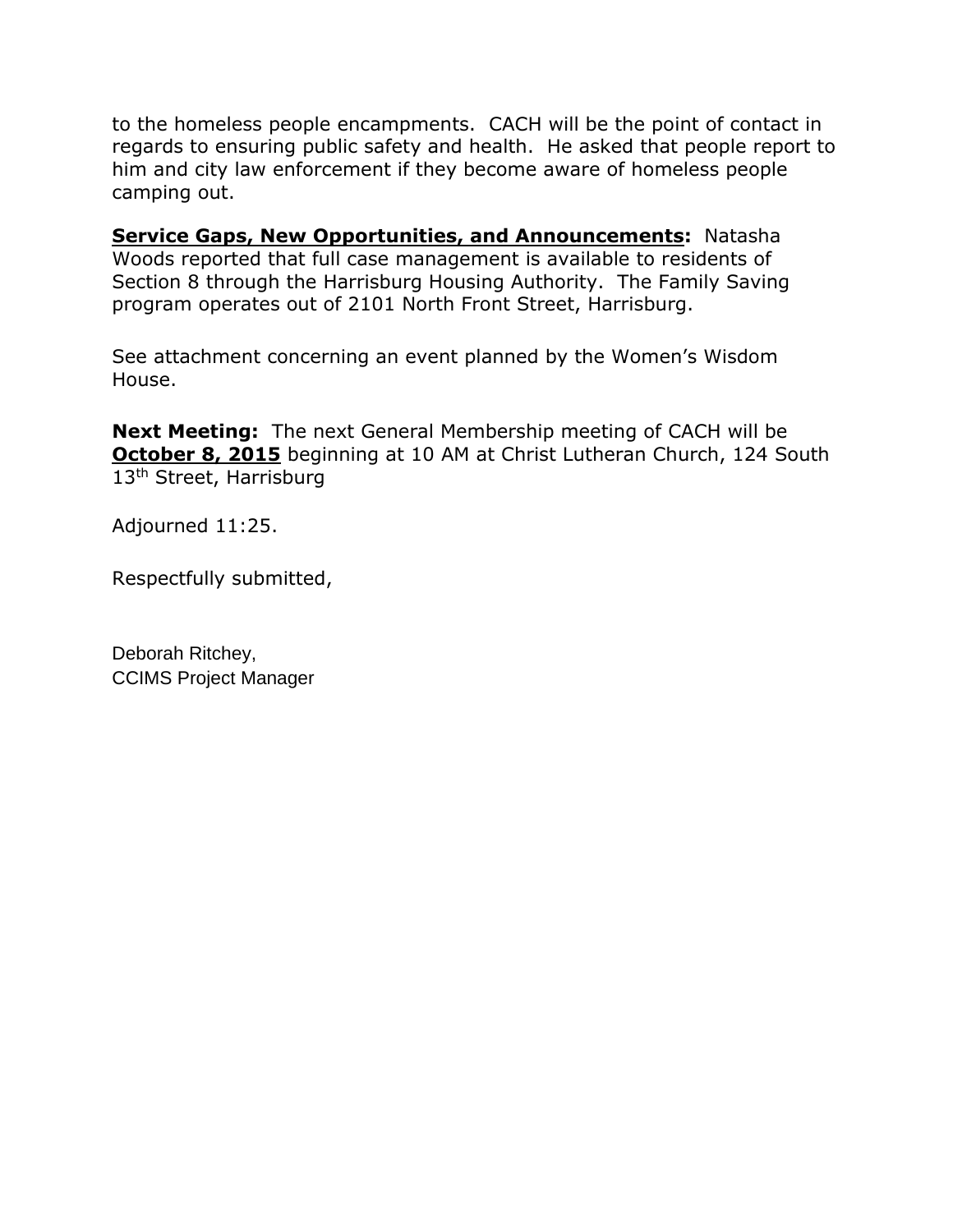to the homeless people encampments.  CACH will be the point of contact in regards to ensuring public safety and health.  He asked that people report to him and city law enforcement if they become aware of homeless people camping out.

**Service Gaps, New Opportunities, and Announcements:**  Natasha Woods reported that full case management is available to residents of Section 8 through the Harrisburg Housing Authority.  The Family Saving program operates out of 2101 North Front Street, Harrisburg.

See attachment concerning an event planned by the Women's Wisdom House.

**Next Meeting:**  The next General Membership meeting of CACH will be **October 8, 2015** beginning at 10 AM at Christ Lutheran Church, 124 South 13th Street, Harrisburg

Adjourned 11:25.

Respectfully submitted,

Deborah Ritchey,
CCIMS Project Manager